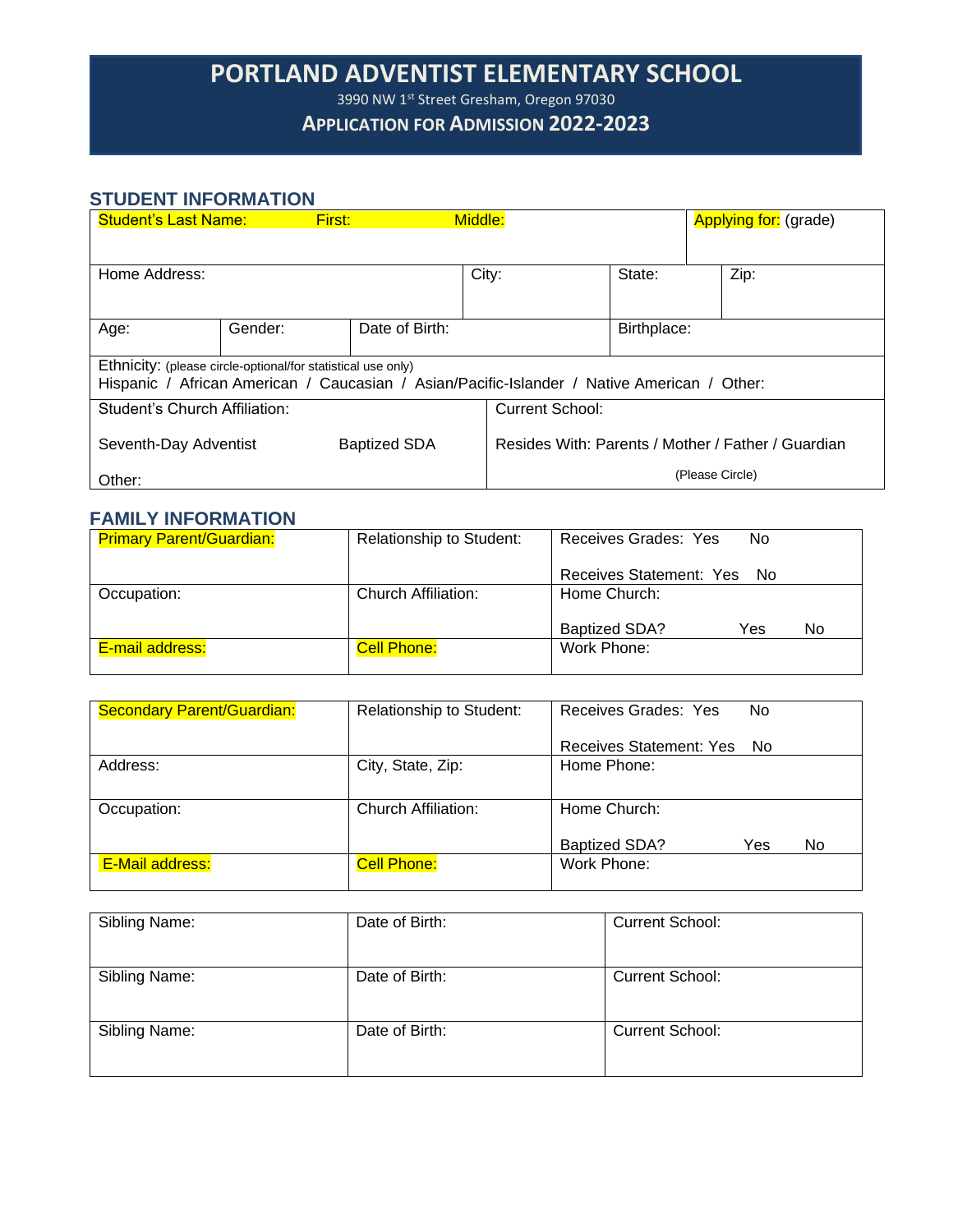# PORTLAND ADVENTIST ELEMENTARY SCHOOL

3990 NW 1st Street Gresham, Oregon 97030

## APPLICATION FOR ADMISSION 2022-2023

## STUDENT INFORMATION

| Student's Last Name: First: Middle: | | | | Applying for: (grade) |
|---|---|---|---|---|
| Home Address: | | City: | State: | Zip: |
| Age: | Gender: | Date of Birth: | Birthplace: | |
| Ethnicity: (please circle-optional/for statistical use only) Hispanic / African American / Caucasian / Asian/Pacific-Islander / Native American / Other: | | | | |
| Student's Church Affiliation: Seventh-Day Adventist Baptized SDA Other: | | Current School: Resides With: Parents / Mother / Father / Guardian (Please Circle) | | |

## FAMILY INFORMATION

| Primary Parent/Guardian: | Relationship to Student: | Receives Grades: Yes No Receives Statement: Yes No |
|---|---|---|
| Occupation: | Church Affiliation: | Home Church: Baptized SDA? Yes No |
| E-mail address: | Cell Phone: | Work Phone: |

| Secondary Parent/Guardian: | Relationship to Student: | Receives Grades: Yes No Receives Statement: Yes No |
|---|---|---|
| Address: | City, State, Zip: | Home Phone: |
| Occupation: | Church Affiliation: | Home Church: Baptized SDA? Yes No |
| E-Mail address: | Cell Phone: | Work Phone: |

| Sibling Name: | Date of Birth: | Current School: |
|---|---|---|
| Sibling Name: | Date of Birth: | Current School: |
| Sibling Name: | Date of Birth: | Current School: |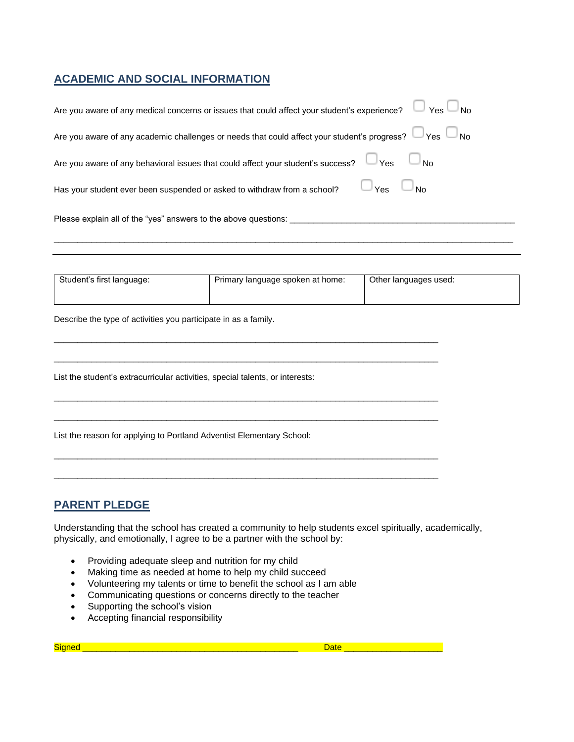## ACADEMIC AND SOCIAL INFORMATION

Are you aware of any medical concerns or issues that could affect your student's experience? ☐ Yes ☐ No

Are you aware of any academic challenges or needs that could affect your student's progress? ☐ Yes ☐ No

Are you aware of any behavioral issues that could affect your student's success? ☐ Yes ☐ No

Has your student ever been suspended or asked to withdraw from a school? ☐ Yes ☐ No

Please explain all of the "yes" answers to the above questions: ________________________________________________

______________________________________________________________________________________________

---

| Student's first language: | Primary language spoken at home: | Other languages used: |
|---|---|---|
| | | |

Describe the type of activities you participate in as a family.

________________________________________________________________________________

________________________________________________________________________________

List the student's extracurricular activities, special talents, or interests:

________________________________________________________________________________

________________________________________________________________________________

List the reason for applying to Portland Adventist Elementary School:

________________________________________________________________________________

________________________________________________________________________________

## PARENT PLEDGE

Understanding that the school has created a community to help students excel spiritually, academically, physically, and emotionally, I agree to be a partner with the school by:

- Providing adequate sleep and nutrition for my child
- Making time as needed at home to help my child succeed
- Volunteering my talents or time to benefit the school as I am able
- Communicating questions or concerns directly to the teacher
- Supporting the school's vision
- Accepting financial responsibility

Signed ______________________________________________ Date ____________________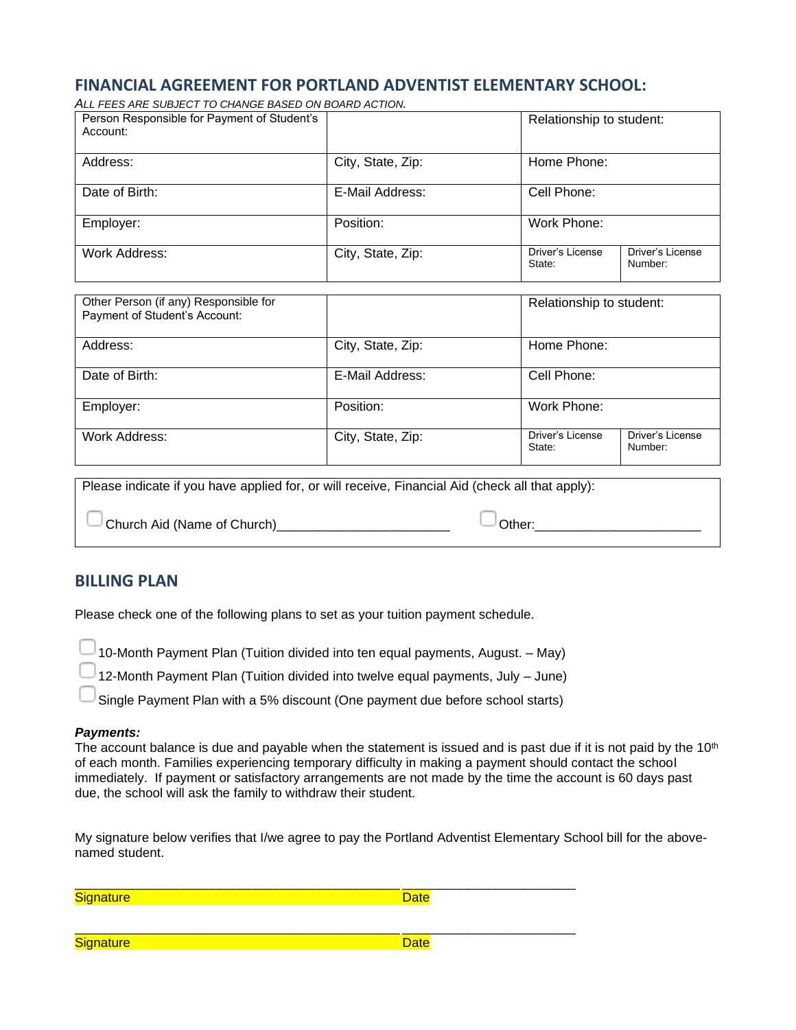## FINANCIAL AGREEMENT FOR PORTLAND ADVENTIST ELEMENTARY SCHOOL:

*ALL FEES ARE SUBJECT TO CHANGE BASED ON BOARD ACTION.*

| Person Responsible for Payment of Student's Account: | | Relationship to student: | |
|---|---|---|---|
| Address: | City, State, Zip: | Home Phone: | |
| Date of Birth: | E-Mail Address: | Cell Phone: | |
| Employer: | Position: | Work Phone: | |
| Work Address: | City, State, Zip: | Driver's License State: | Driver's License Number: |

| Other Person (if any) Responsible for Payment of Student's Account: | | Relationship to student: | |
|---|---|---|---|
| Address: | City, State, Zip: | Home Phone: | |
| Date of Birth: | E-Mail Address: | Cell Phone: | |
| Employer: | Position: | Work Phone: | |
| Work Address: | City, State, Zip: | Driver's License State: | Driver's License Number: |

Please indicate if you have applied for, or will receive, Financial Aid (check all that apply):

☐ Church Aid (Name of Church)________________________ ☐ Other:______________________

## BILLING PLAN

Please check one of the following plans to set as your tuition payment schedule.

☐ 10-Month Payment Plan (Tuition divided into ten equal payments, August. – May)
☐ 12-Month Payment Plan (Tuition divided into twelve equal payments, July – June)
☐ Single Payment Plan with a 5% discount (One payment due before school starts)

***Payments:***
The account balance is due and payable when the statement is issued and is past due if it is not paid by the 10th of each month. Families experiencing temporary difficulty in making a payment should contact the school immediately. If payment or satisfactory arrangements are not made by the time the account is 60 days past due, the school will ask the family to withdraw their student.

My signature below verifies that I/we agree to pay the Portland Adventist Elementary School bill for the above-named student.

____________________________________________ ________________________
Signature Date

____________________________________________ ________________________
Signature Date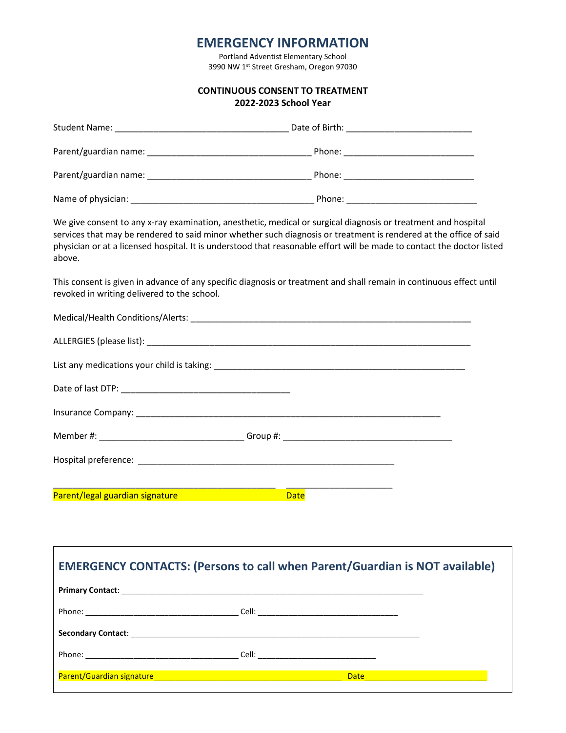# EMERGENCY INFORMATION

Portland Adventist Elementary School
3990 NW 1st Street Gresham, Oregon 97030

**CONTINUOUS CONSENT TO TREATMENT**
**2022-2023 School Year**

Student Name: ___________________________________ Date of Birth: _________________________

Parent/guardian name: _________________________________ Phone: __________________________

Parent/guardian name: _________________________________ Phone: __________________________

Name of physician: _____________________________________ Phone: __________________________

We give consent to any x-ray examination, anesthetic, medical or surgical diagnosis or treatment and hospital services that may be rendered to said minor whether such diagnosis or treatment is rendered at the office of said physician or at a licensed hospital. It is understood that reasonable effort will be made to contact the doctor listed above.

This consent is given in advance of any specific diagnosis or treatment and shall remain in continuous effect until revoked in writing delivered to the school.

Medical/Health Conditions/Alerts: ___________________________________________________________

ALLERGIES (please list): __________________________________________________________________

List any medications your child is taking: ____________________________________________________

Date of last DTP: __________________________________

Insurance Company: _____________________________________________________________

Member #: _____________________________ Group #: __________________________________

Hospital preference: ____________________________________________________

_____________________________________________ _____________________

Parent/legal guardian signature Date

## EMERGENCY CONTACTS: (Persons to call when Parent/Guardian is NOT available)

**Primary Contact**: _____________________________________________________________________

Phone: __________________________________ Cell: ______________________________

**Secondary Contact**: ___________________________________________________________________

Phone: __________________________________ Cell: __________________________

Parent/Guardian signature_________________________________________ Date___________________________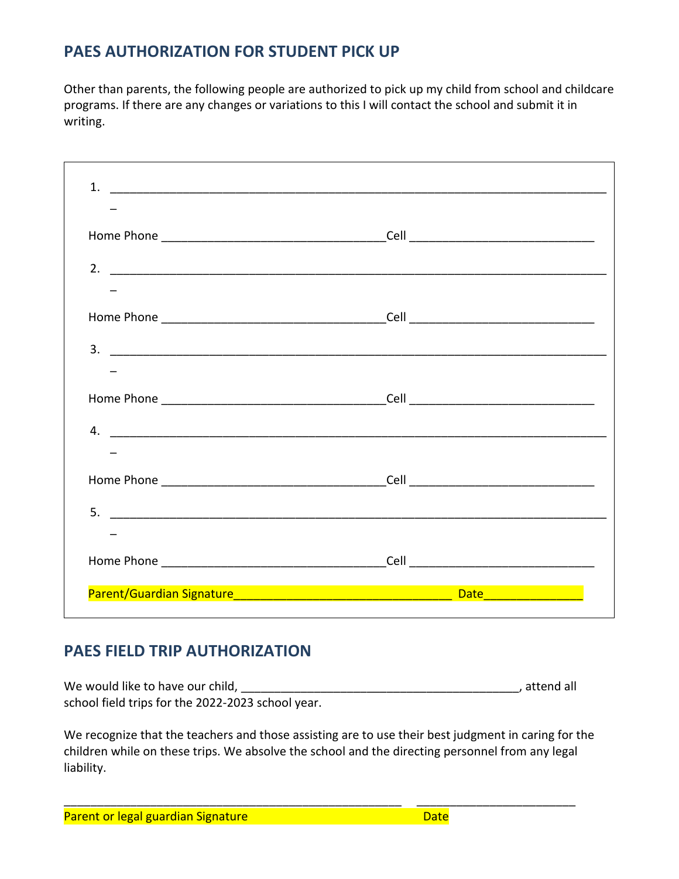## PAES AUTHORIZATION FOR STUDENT PICK UP

Other than parents, the following people are authorized to pick up my child from school and childcare programs. If there are any changes or variations to this I will contact the school and submit it in writing.

1. ___________________________________________________________________________

Home Phone ___________________________________Cell ____________________________

2. ___________________________________________________________________________

Home Phone ___________________________________Cell ____________________________

3. ___________________________________________________________________________

Home Phone ___________________________________Cell ____________________________

4. ___________________________________________________________________________

Home Phone ___________________________________Cell ____________________________

5. ___________________________________________________________________________

Home Phone ___________________________________Cell ____________________________

Parent/Guardian Signature_________________________________ Date_______________

## PAES FIELD TRIP AUTHORIZATION

We would like to have our child, ___________________________________________, attend all school field trips for the 2022-2023 school year.

We recognize that the teachers and those assisting are to use their best judgment in caring for the children while on these trips. We absolve the school and the directing personnel from any legal liability.

____________________________________________________ ________________________

Parent or legal guardian Signature Date